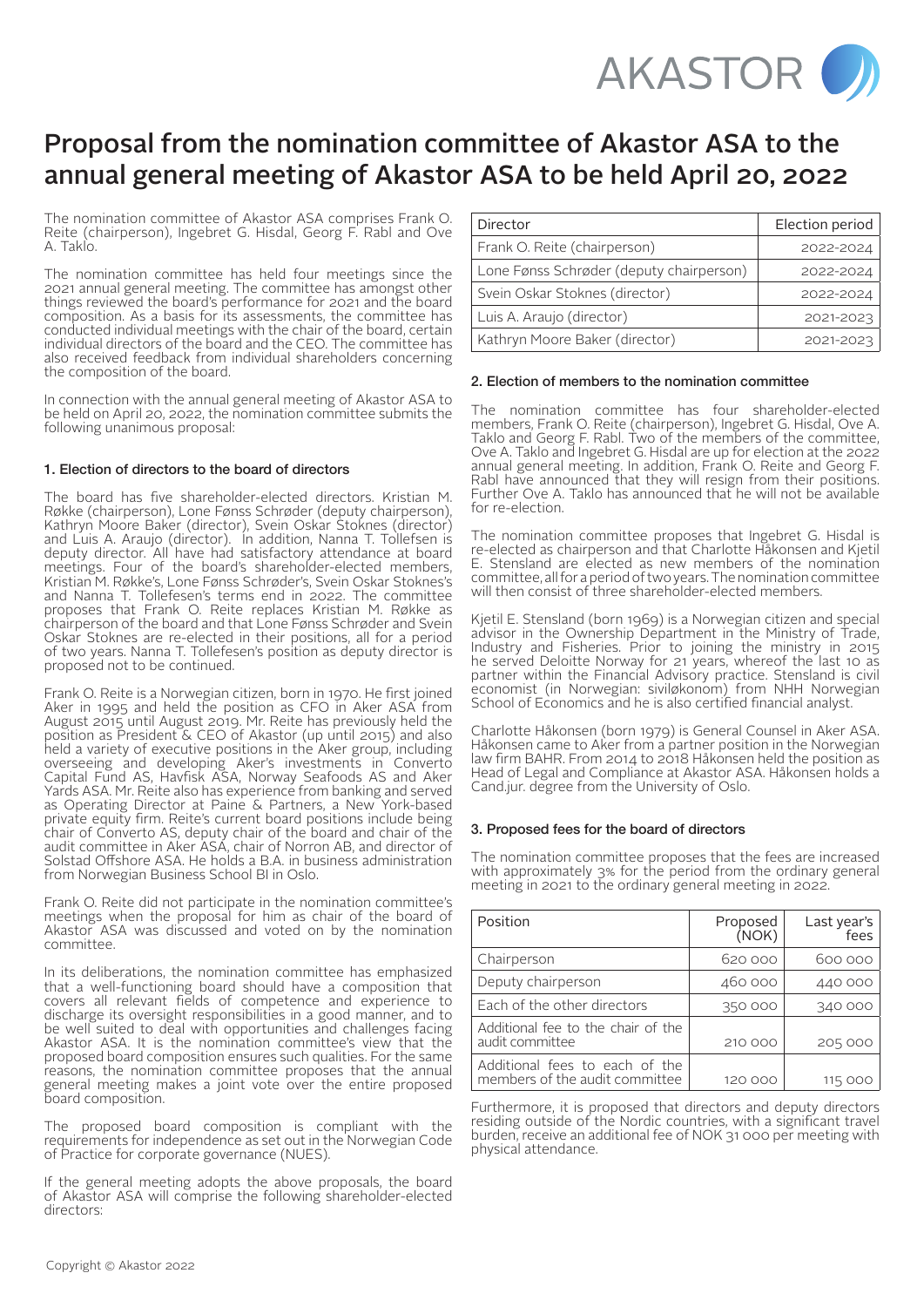# Proposal from the nomination committee of Akastor ASA to the annual general meeting of Akastor ASA to be held April 20, 2022

The nomination committee of Akastor ASA comprises Frank O. Reite (chairperson), Ingebret G. Hisdal, Georg F. Rabl and Ove A. Taklo.

The nomination committee has held four meetings since the 2021 annual general meeting. The committee has amongst other things reviewed the board's performance for 2021 and the board composition. As a basis for its assessments, the committee has conducted individual meetings with the chair of the board, certain individual directors of the board and the CEO. The committee has also received feedback from individual shareholders concerning the composition of the board.

In connection with the annual general meeting of Akastor ASA to be held on April 20, 2022, the nomination committee submits the following unanimous proposal:

### 1. Election of directors to the board of directors

The board has five shareholder-elected directors. Kristian M. Røkke (chairperson), Lone Fønss Schrøder (deputy chairperson), Kathryn Moore Baker (director), Svein Oskar Stoknes (director) and Luis A. Araujo (director). In addition, Nanna T. Tollefsen is deputy director. All have had satisfactory attendance at board meetings. Four of the board's shareholder-elected members, Kristian M. Røkke's, Lone Fønss Schrøder's, Svein Oskar Stoknes's and Nanna T. Tollefesen's terms end in 2022. The committee proposes that Frank O. Reite replaces Kristian M. Røkke as chairperson of the board and that Lone Fønss Schrøder and Svein Oskar Stoknes are re-elected in their positions, all for a period of two years. Nanna T. Tollefesen's position as deputy director is proposed not to be continued.

Frank O. Reite is a Norwegian citizen, born in 1970. He first joined Aker in 1995 and held the position as CFO in Aker ASA from August 2015 until August 2019. Mr. Reite has previously held the position as President & CEO of Akastor (up until 2015) and also held a variety of executive positions in the Aker group, including overseeing and developing Aker's investments in Converto Capital Fund AS, Havfisk ASA, Norway Seafoods AS and Aker Yards ASA. Mr. Reite also has experience from banking and served as Operating Director at Paine & Partners, a New York-based private equity firm. Reite's current board positions include being chair of Converto AS, deputy chair of the board and chair of the audit committee in Aker ASA, chair of Norron AB, and director of Solstad Offshore ASA. He holds a B.A. in business administration from Norwegian Business School BI in Oslo.

Frank O. Reite did not participate in the nomination committee's meetings when the proposal for him as chair of the board of Akastor ASA was discussed and voted on by the nomination committee.

In its deliberations, the nomination committee has emphasized that a well-functioning board should have a composition that covers all relevant fields of competence and experience to discharge its oversight responsibilities in a good manner, and to be well suited to deal with opportunities and challenges facing Akastor ASA. It is the nomination committee's view that the proposed board composition ensures such qualities. For the same reasons, the nomination committee proposes that the annual general meeting makes a joint vote over the entire proposed board composition.

The proposed board composition is compliant with the requirements for independence as set out in the Norwegian Code of Practice for corporate governance (NUES).

If the general meeting adopts the above proposals, the board of Akastor ASA will comprise the following shareholder-elected directors:

| Director | Election period |
|---|---|
| Frank O. Reite (chairperson) | 2022-2024 |
| Lone Fønss Schrøder (deputy chairperson) | 2022-2024 |
| Svein Oskar Stoknes (director) | 2022-2024 |
| Luis A. Araujo (director) | 2021-2023 |
| Kathryn Moore Baker (director) | 2021-2023 |

### 2. Election of members to the nomination committee

The nomination committee has four shareholder-elected members, Frank O. Reite (chairperson), Ingebret G. Hisdal, Ove A. Taklo and Georg F. Rabl. Two of the members of the committee, Ove A. Taklo and Ingebret G. Hisdal are up for election at the 2022 annual general meeting. In addition, Frank O. Reite and Georg F. Rabl have announced that they will resign from their positions. Further Ove A. Taklo has announced that he will not be available for re-election.

The nomination committee proposes that Ingebret G. Hisdal is re-elected as chairperson and that Charlotte Håkonsen and Kjetil E. Stensland are elected as new members of the nomination committee, all for a period of two years. The nomination committee will then consist of three shareholder-elected members.

Kjetil E. Stensland (born 1969) is a Norwegian citizen and special advisor in the Ownership Department in the Ministry of Trade, Industry and Fisheries. Prior to joining the ministry in 2015 he served Deloitte Norway for 21 years, whereof the last 10 as partner within the Financial Advisory practice. Stensland is civil economist (in Norwegian: siviløkonom) from NHH Norwegian School of Economics and he is also certified financial analyst.

Charlotte Håkonsen (born 1979) is General Counsel in Aker ASA. Håkonsen came to Aker from a partner position in the Norwegian law firm BAHR. From 2014 to 2018 Håkonsen held the position as Head of Legal and Compliance at Akastor ASA. Håkonsen holds a Cand.jur. degree from the University of Oslo.

### 3. Proposed fees for the board of directors

The nomination committee proposes that the fees are increased with approximately 3% for the period from the ordinary general meeting in 2021 to the ordinary general meeting in 2022.

| Position | Proposed (NOK) | Last year's fees |
|---|---|---|
| Chairperson | 620 000 | 600 000 |
| Deputy chairperson | 460 000 | 440 000 |
| Each of the other directors | 350 000 | 340 000 |
| Additional fee to the chair of the audit committee | 210 000 | 205 000 |
| Additional fees to each of the members of the audit committee | 120 000 | 115 000 |

Furthermore, it is proposed that directors and deputy directors residing outside of the Nordic countries, with a significant travel burden, receive an additional fee of NOK 31 000 per meeting with physical attendance.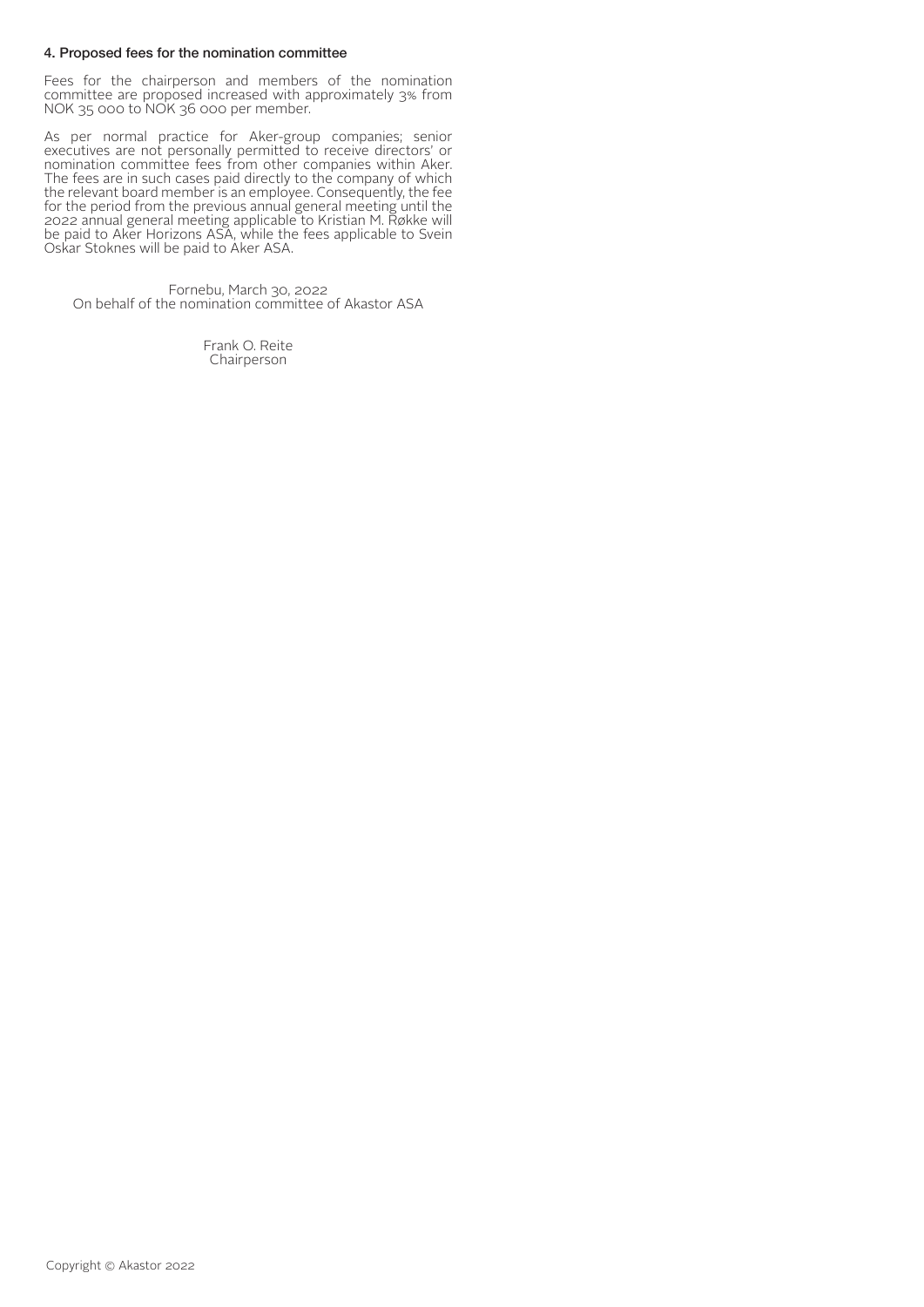#### 4. Proposed fees for the nomination committee

Fees for the chairperson and members of the nomination committee are proposed increased with approximately 3% from NOK 35 000 to NOK 36 000 per member.

As per normal practice for Aker-group companies; senior executives are not personally permitted to receive directors' or nomination committee fees from other companies within Aker. The fees are in such cases paid directly to the company of which the relevant board member is an employee. Consequently, the fee for the period from the previous annual general meeting until the 2022 annual general meeting applicable to Kristian M. Røkke will be paid to Aker Horizons ASA, while the fees applicable to Svein Oskar Stoknes will be paid to Aker ASA.

Fornebu, March 30, 2022
On behalf of the nomination committee of Akastor ASA

Frank O. Reite
Chairperson